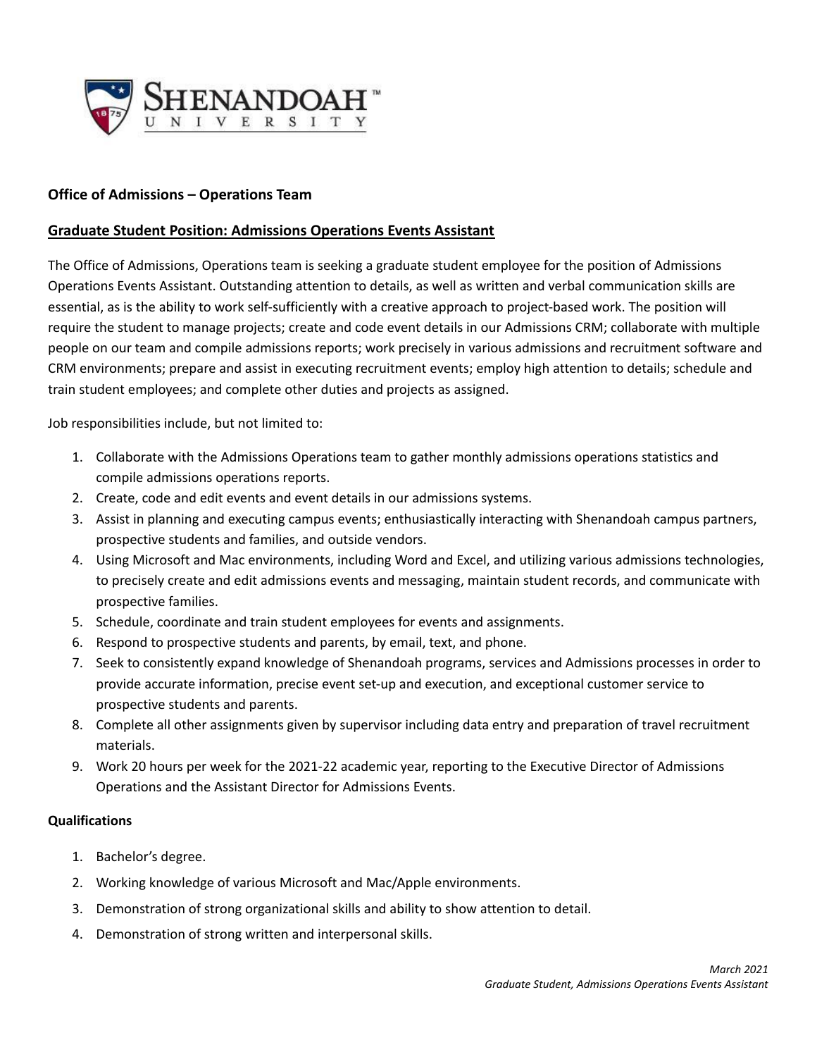## Office of Admissions – Operations Team

### Graduate Student Position: Admissions Operations Events Assistant

The Office of Admissions, Operations team is seeking a graduate student employee for the position of Admissions Operations Events Assistant. Outstanding attention to details, as well as written and verbal communication skills are essential, as is the ability to work self-sufficiently with a creative approach to project-based work. The position will require the student to manage projects; create and code event details in our Admissions CRM; collaborate with multiple people on our team and compile admissions reports; work precisely in various admissions and recruitment software and CRM environments; prepare and assist in executing recruitment events; employ high attention to details; schedule and train student employees; and complete other duties and projects as assigned.

Job responsibilities include, but not limited to:

1. Collaborate with the Admissions Operations team to gather monthly admissions operations statistics and compile admissions operations reports.
2. Create, code and edit events and event details in our admissions systems.
3. Assist in planning and executing campus events; enthusiastically interacting with Shenandoah campus partners, prospective students and families, and outside vendors.
4. Using Microsoft and Mac environments, including Word and Excel, and utilizing various admissions technologies, to precisely create and edit admissions events and messaging, maintain student records, and communicate with prospective families.
5. Schedule, coordinate and train student employees for events and assignments.
6. Respond to prospective students and parents, by email, text, and phone.
7. Seek to consistently expand knowledge of Shenandoah programs, services and Admissions processes in order to provide accurate information, precise event set-up and execution, and exceptional customer service to prospective students and parents.
8. Complete all other assignments given by supervisor including data entry and preparation of travel recruitment materials.
9. Work 20 hours per week for the 2021-22 academic year, reporting to the Executive Director of Admissions Operations and the Assistant Director for Admissions Events.

### Qualifications

1. Bachelor's degree.
2. Working knowledge of various Microsoft and Mac/Apple environments.
3. Demonstration of strong organizational skills and ability to show attention to detail.
4. Demonstration of strong written and interpersonal skills.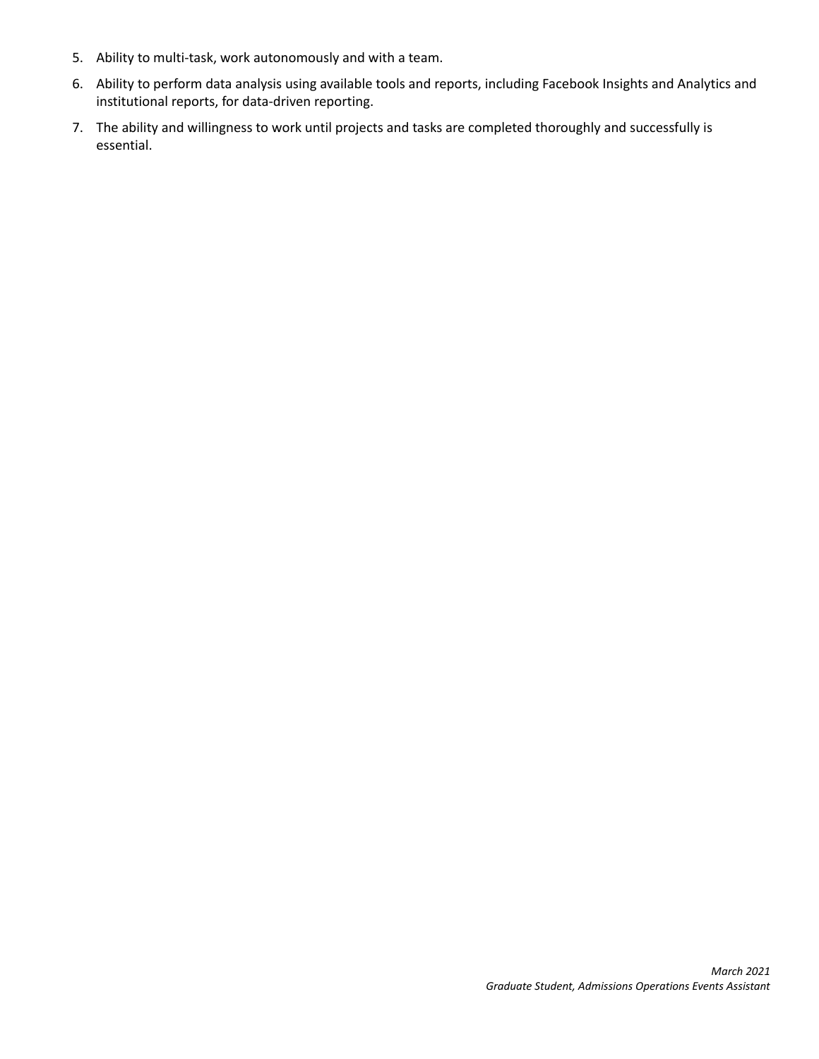5. Ability to multi-task, work autonomously and with a team.
6. Ability to perform data analysis using available tools and reports, including Facebook Insights and Analytics and institutional reports, for data-driven reporting.
7. The ability and willingness to work until projects and tasks are completed thoroughly and successfully is essential.